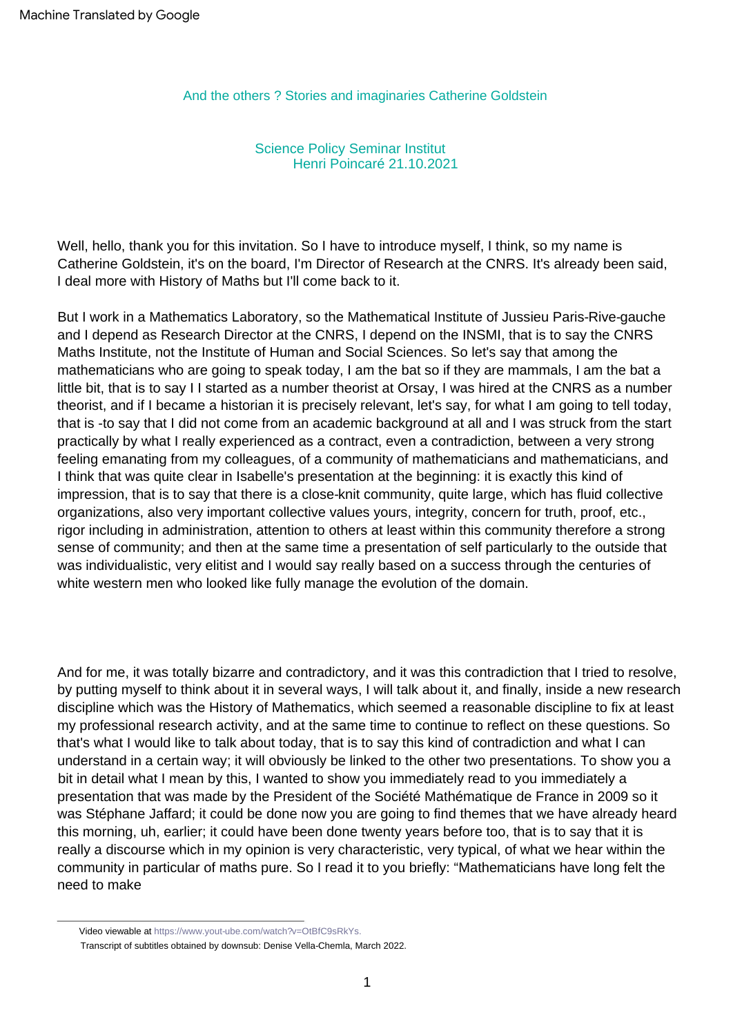Machine Translated by Google

And the others ? Stories and imaginaries Catherine Goldstein

Science Policy Seminar Institut Henri Poincaré 21.10.2021

Well, hello, thank you for this invitation. So I have to introduce myself, I think, so my name is Catherine Goldstein, it's on the board, I'm Director of Research at the CNRS. It's already been said, I deal more with History of Maths but I'll come back to it.

But I work in a Mathematics Laboratory, so the Mathematical Institute of Jussieu Paris-Rive-gauche and I depend as Research Director at the CNRS, I depend on the INSMI, that is to say the CNRS Maths Institute, not the Institute of Human and Social Sciences. So let's say that among the mathematicians who are going to speak today, I am the bat so if they are mammals, I am the bat a little bit, that is to say I I started as a number theorist at Orsay, I was hired at the CNRS as a number theorist, and if I became a historian it is precisely relevant, let's say, for what I am going to tell today, that is -to say that I did not come from an academic background at all and I was struck from the start practically by what I really experienced as a contract, even a contradiction, between a very strong feeling emanating from my colleagues, of a community of mathematicians and mathematicians, and I think that was quite clear in Isabelle's presentation at the beginning: it is exactly this kind of impression, that is to say that there is a close-knit community, quite large, which has fluid collective organizations, also very important collective values yours, integrity, concern for truth, proof, etc., rigor including in administration, attention to others at least within this community therefore a strong sense of community; and then at the same time a presentation of self particularly to the outside that was individualistic, very elitist and I would say really based on a success through the centuries of white western men who looked like fully manage the evolution of the domain.

And for me, it was totally bizarre and contradictory, and it was this contradiction that I tried to resolve, by putting myself to think about it in several ways, I will talk about it, and finally, inside a new research discipline which was the History of Mathematics, which seemed a reasonable discipline to fix at least my professional research activity, and at the same time to continue to reflect on these questions. So that's what I would like to talk about today, that is to say this kind of contradiction and what I can understand in a certain way; it will obviously be linked to the other two presentations. To show you a bit in detail what I mean by this, I wanted to show you immediately read to you immediately a presentation that was made by the President of the Société Mathématique de France in 2009 so it was Stéphane Jaffard; it could be done now you are going to find themes that we have already heard this morning, uh, earlier; it could have been done twenty years before too, that is to say that it is really a discourse which in my opinion is very characteristic, very typical, of what we hear within the community in particular of maths pure. So I read it to you briefly: "Mathematicians have long felt the need to make

Video viewable at https://www.yout-ube.com/watch?v=OtBfC9sRkYs.

Transcript of subtitles obtained by downsub: Denise Vella-Chemla, March 2022.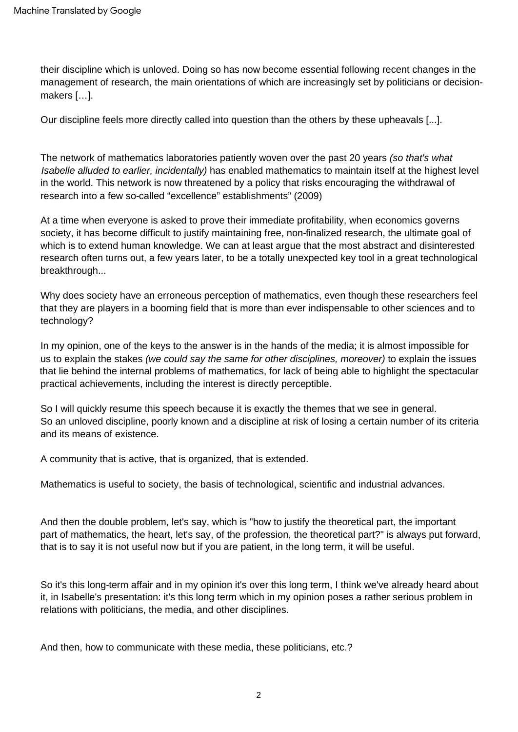their discipline which is unloved. Doing so has now become essential following recent changes in the management of research, the main orientations of which are increasingly set by politicians or decision-makers […].

Our discipline feels more directly called into question than the others by these upheavals [...].

The network of mathematics laboratories patiently woven over the past 20 years *(so that's what Isabelle alluded to earlier, incidentally)* has enabled mathematics to maintain itself at the highest level in the world. This network is now threatened by a policy that risks encouraging the withdrawal of research into a few so-called "excellence" establishments" (2009)

At a time when everyone is asked to prove their immediate profitability, when economics governs society, it has become difficult to justify maintaining free, non-finalized research, the ultimate goal of which is to extend human knowledge. We can at least argue that the most abstract and disinterested research often turns out, a few years later, to be a totally unexpected key tool in a great technological breakthrough...

Why does society have an erroneous perception of mathematics, even though these researchers feel that they are players in a booming field that is more than ever indispensable to other sciences and to technology?

In my opinion, one of the keys to the answer is in the hands of the media; it is almost impossible for us to explain the stakes *(we could say the same for other disciplines, moreover)* to explain the issues that lie behind the internal problems of mathematics, for lack of being able to highlight the spectacular practical achievements, including the interest is directly perceptible.

So I will quickly resume this speech because it is exactly the themes that we see in general.
So an unloved discipline, poorly known and a discipline at risk of losing a certain number of its criteria and its means of existence.

A community that is active, that is organized, that is extended.

Mathematics is useful to society, the basis of technological, scientific and industrial advances.

And then the double problem, let's say, which is "how to justify the theoretical part, the important part of mathematics, the heart, let's say, of the profession, the theoretical part?" is always put forward, that is to say it is not useful now but if you are patient, in the long term, it will be useful.

So it's this long-term affair and in my opinion it's over this long term, I think we've already heard about it, in Isabelle's presentation: it's this long term which in my opinion poses a rather serious problem in relations with politicians, the media, and other disciplines.

And then, how to communicate with these media, these politicians, etc.?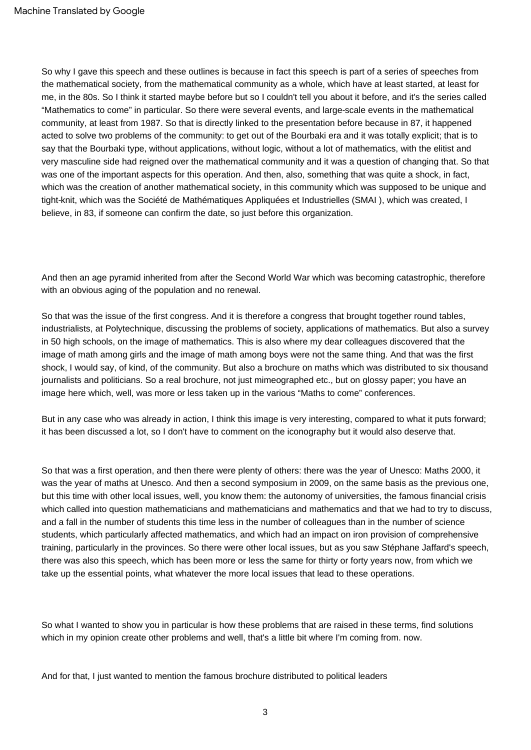So why I gave this speech and these outlines is because in fact this speech is part of a series of speeches from the mathematical society, from the mathematical community as a whole, which have at least started, at least for me, in the 80s. So I think it started maybe before but so I couldn't tell you about it before, and it's the series called "Mathematics to come" in particular. So there were several events, and large-scale events in the mathematical community, at least from 1987. So that is directly linked to the presentation before because in 87, it happened acted to solve two problems of the community: to get out of the Bourbaki era and it was totally explicit; that is to say that the Bourbaki type, without applications, without logic, without a lot of mathematics, with the elitist and very masculine side had reigned over the mathematical community and it was a question of changing that. So that was one of the important aspects for this operation. And then, also, something that was quite a shock, in fact, which was the creation of another mathematical society, in this community which was supposed to be unique and tight-knit, which was the Société de Mathématiques Appliquées et Industrielles (SMAI ), which was created, I believe, in 83, if someone can confirm the date, so just before this organization.

And then an age pyramid inherited from after the Second World War which was becoming catastrophic, therefore with an obvious aging of the population and no renewal.

So that was the issue of the first congress. And it is therefore a congress that brought together round tables, industrialists, at Polytechnique, discussing the problems of society, applications of mathematics. But also a survey in 50 high schools, on the image of mathematics. This is also where my dear colleagues discovered that the image of math among girls and the image of math among boys were not the same thing. And that was the first shock, I would say, of kind, of the community. But also a brochure on maths which was distributed to six thousand journalists and politicians. So a real brochure, not just mimeographed etc., but on glossy paper; you have an image here which, well, was more or less taken up in the various "Maths to come" conferences.

But in any case who was already in action, I think this image is very interesting, compared to what it puts forward; it has been discussed a lot, so I don't have to comment on the iconography but it would also deserve that.

So that was a first operation, and then there were plenty of others: there was the year of Unesco: Maths 2000, it was the year of maths at Unesco. And then a second symposium in 2009, on the same basis as the previous one, but this time with other local issues, well, you know them: the autonomy of universities, the famous financial crisis which called into question mathematicians and mathematicians and mathematics and that we had to try to discuss, and a fall in the number of students this time less in the number of colleagues than in the number of science students, which particularly affected mathematics, and which had an impact on iron provision of comprehensive training, particularly in the provinces. So there were other local issues, but as you saw Stéphane Jaffard's speech, there was also this speech, which has been more or less the same for thirty or forty years now, from which we take up the essential points, what whatever the more local issues that lead to these operations.

So what I wanted to show you in particular is how these problems that are raised in these terms, find solutions which in my opinion create other problems and well, that's a little bit where I'm coming from. now.

And for that, I just wanted to mention the famous brochure distributed to political leaders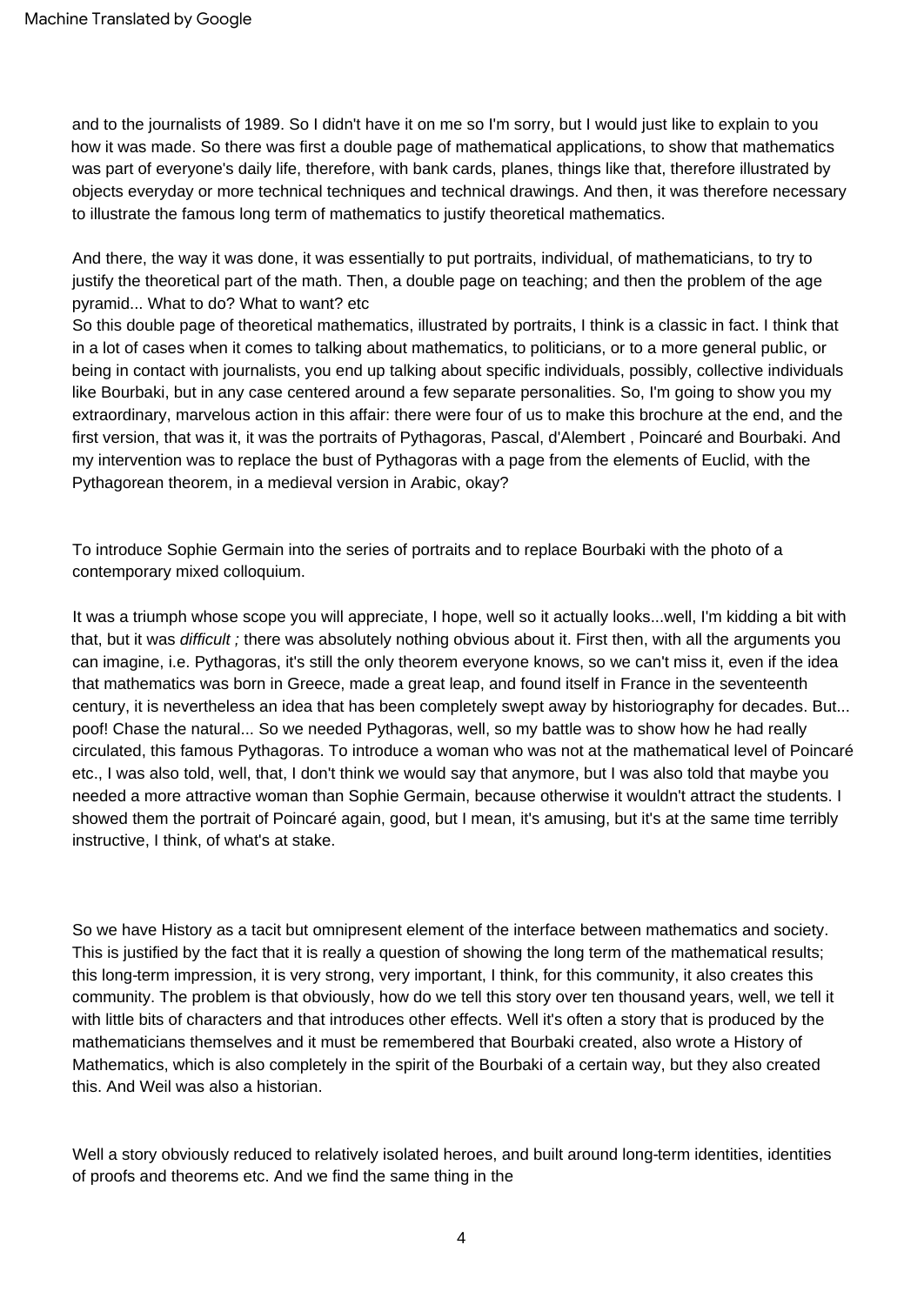and to the journalists of 1989. So I didn't have it on me so I'm sorry, but I would just like to explain to you how it was made. So there was first a double page of mathematical applications, to show that mathematics was part of everyone's daily life, therefore, with bank cards, planes, things like that, therefore illustrated by objects everyday or more technical techniques and technical drawings. And then, it was therefore necessary to illustrate the famous long term of mathematics to justify theoretical mathematics.

And there, the way it was done, it was essentially to put portraits, individual, of mathematicians, to try to justify the theoretical part of the math. Then, a double page on teaching; and then the problem of the age pyramid... What to do? What to want? etc

So this double page of theoretical mathematics, illustrated by portraits, I think is a classic in fact. I think that in a lot of cases when it comes to talking about mathematics, to politicians, or to a more general public, or being in contact with journalists, you end up talking about specific individuals, possibly, collective individuals like Bourbaki, but in any case centered around a few separate personalities. So, I'm going to show you my extraordinary, marvelous action in this affair: there were four of us to make this brochure at the end, and the first version, that was it, it was the portraits of Pythagoras, Pascal, d'Alembert , Poincaré and Bourbaki. And my intervention was to replace the bust of Pythagoras with a page from the elements of Euclid, with the Pythagorean theorem, in a medieval version in Arabic, okay?

To introduce Sophie Germain into the series of portraits and to replace Bourbaki with the photo of a contemporary mixed colloquium.

It was a triumph whose scope you will appreciate, I hope, well so it actually looks...well, I'm kidding a bit with that, but it was *difficult ;* there was absolutely nothing obvious about it. First then, with all the arguments you can imagine, i.e. Pythagoras, it's still the only theorem everyone knows, so we can't miss it, even if the idea that mathematics was born in Greece, made a great leap, and found itself in France in the seventeenth century, it is nevertheless an idea that has been completely swept away by historiography for decades. But... poof! Chase the natural... So we needed Pythagoras, well, so my battle was to show how he had really circulated, this famous Pythagoras. To introduce a woman who was not at the mathematical level of Poincaré etc., I was also told, well, that, I don't think we would say that anymore, but I was also told that maybe you needed a more attractive woman than Sophie Germain, because otherwise it wouldn't attract the students. I showed them the portrait of Poincaré again, good, but I mean, it's amusing, but it's at the same time terribly instructive, I think, of what's at stake.

So we have History as a tacit but omnipresent element of the interface between mathematics and society. This is justified by the fact that it is really a question of showing the long term of the mathematical results; this long-term impression, it is very strong, very important, I think, for this community, it also creates this community. The problem is that obviously, how do we tell this story over ten thousand years, well, we tell it with little bits of characters and that introduces other effects. Well it's often a story that is produced by the mathematicians themselves and it must be remembered that Bourbaki created, also wrote a History of Mathematics, which is also completely in the spirit of the Bourbaki of a certain way, but they also created this. And Weil was also a historian.

Well a story obviously reduced to relatively isolated heroes, and built around long-term identities, identities of proofs and theorems etc. And we find the same thing in the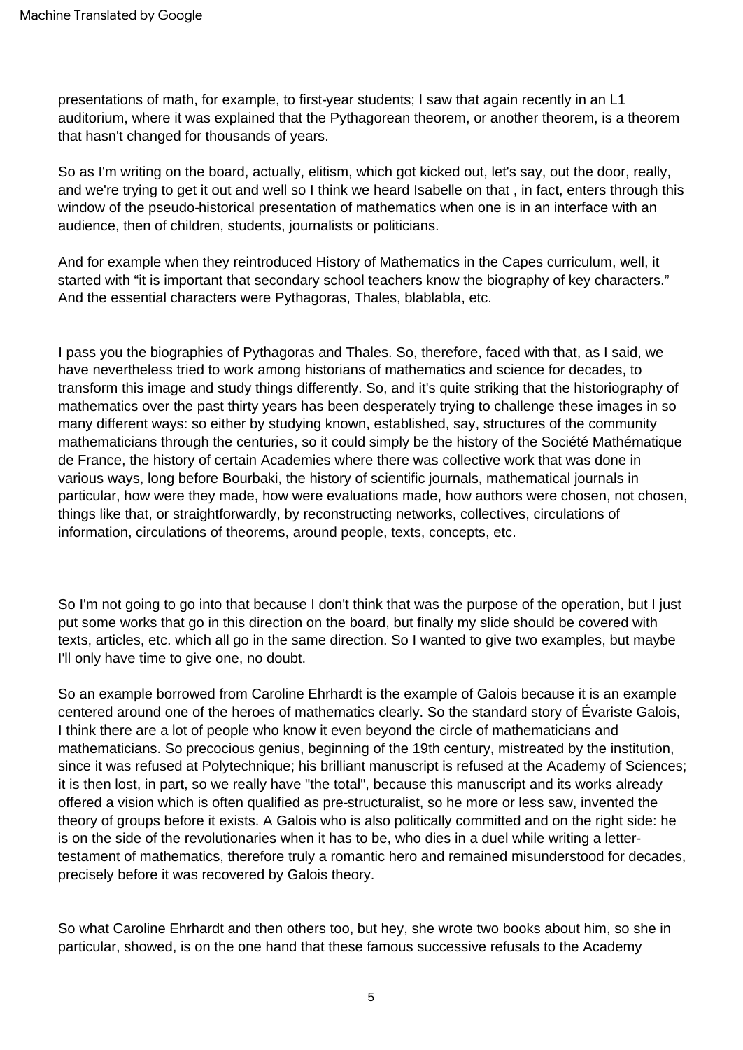presentations of math, for example, to first-year students; I saw that again recently in an L1 auditorium, where it was explained that the Pythagorean theorem, or another theorem, is a theorem that hasn't changed for thousands of years.

So as I'm writing on the board, actually, elitism, which got kicked out, let's say, out the door, really, and we're trying to get it out and well so I think we heard Isabelle on that , in fact, enters through this window of the pseudo-historical presentation of mathematics when one is in an interface with an audience, then of children, students, journalists or politicians.

And for example when they reintroduced History of Mathematics in the Capes curriculum, well, it started with “it is important that secondary school teachers know the biography of key characters.” And the essential characters were Pythagoras, Thales, blablabla, etc.

I pass you the biographies of Pythagoras and Thales. So, therefore, faced with that, as I said, we have nevertheless tried to work among historians of mathematics and science for decades, to transform this image and study things differently. So, and it's quite striking that the historiography of mathematics over the past thirty years has been desperately trying to challenge these images in so many different ways: so either by studying known, established, say, structures of the community mathematicians through the centuries, so it could simply be the history of the Société Mathématique de France, the history of certain Academies where there was collective work that was done in various ways, long before Bourbaki, the history of scientific journals, mathematical journals in particular, how were they made, how were evaluations made, how authors were chosen, not chosen, things like that, or straightforwardly, by reconstructing networks, collectives, circulations of information, circulations of theorems, around people, texts, concepts, etc.

So I'm not going to go into that because I don't think that was the purpose of the operation, but I just put some works that go in this direction on the board, but finally my slide should be covered with texts, articles, etc. which all go in the same direction. So I wanted to give two examples, but maybe I'll only have time to give one, no doubt.

So an example borrowed from Caroline Ehrhardt is the example of Galois because it is an example centered around one of the heroes of mathematics clearly. So the standard story of Évariste Galois, I think there are a lot of people who know it even beyond the circle of mathematicians and mathematicians. So precocious genius, beginning of the 19th century, mistreated by the institution, since it was refused at Polytechnique; his brilliant manuscript is refused at the Academy of Sciences; it is then lost, in part, so we really have "the total", because this manuscript and its works already offered a vision which is often qualified as pre-structuralist, so he more or less saw, invented the theory of groups before it exists. A Galois who is also politically committed and on the right side: he is on the side of the revolutionaries when it has to be, who dies in a duel while writing a letter-testament of mathematics, therefore truly a romantic hero and remained misunderstood for decades, precisely before it was recovered by Galois theory.

So what Caroline Ehrhardt and then others too, but hey, she wrote two books about him, so she in particular, showed, is on the one hand that these famous successive refusals to the Academy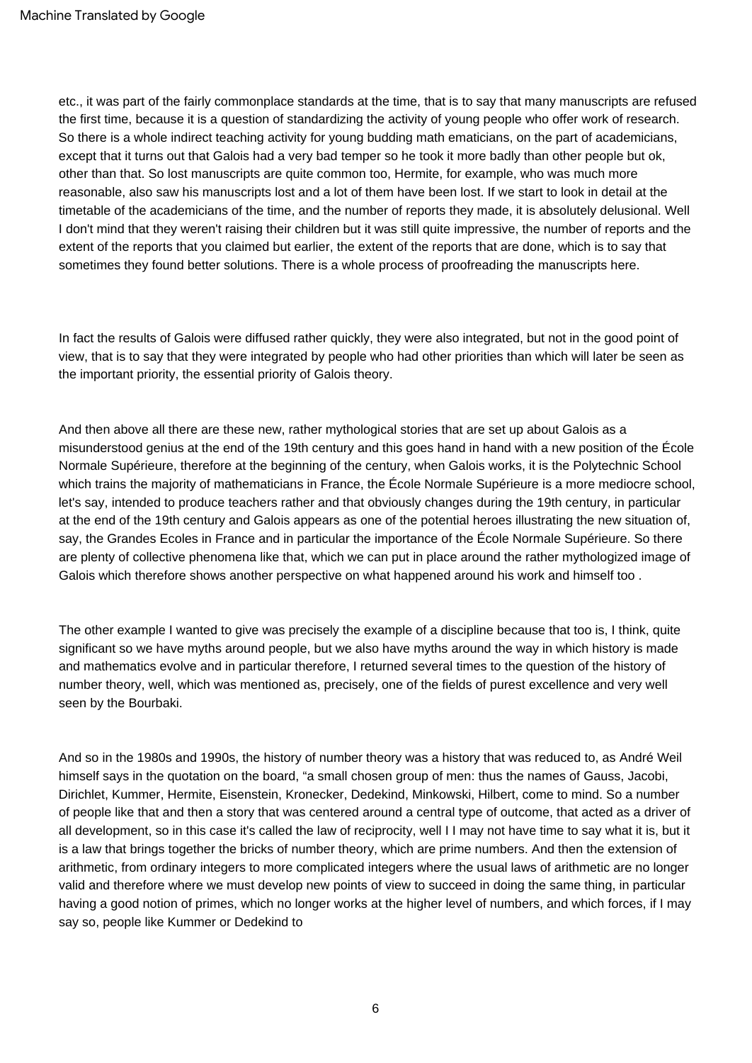etc., it was part of the fairly commonplace standards at the time, that is to say that many manuscripts are refused the first time, because it is a question of standardizing the activity of young people who offer work of research. So there is a whole indirect teaching activity for young budding math ematicians, on the part of academicians, except that it turns out that Galois had a very bad temper so he took it more badly than other people but ok, other than that. So lost manuscripts are quite common too, Hermite, for example, who was much more reasonable, also saw his manuscripts lost and a lot of them have been lost. If we start to look in detail at the timetable of the academicians of the time, and the number of reports they made, it is absolutely delusional. Well I don't mind that they weren't raising their children but it was still quite impressive, the number of reports and the extent of the reports that you claimed but earlier, the extent of the reports that are done, which is to say that sometimes they found better solutions. There is a whole process of proofreading the manuscripts here.

In fact the results of Galois were diffused rather quickly, they were also integrated, but not in the good point of view, that is to say that they were integrated by people who had other priorities than which will later be seen as the important priority, the essential priority of Galois theory.

And then above all there are these new, rather mythological stories that are set up about Galois as a misunderstood genius at the end of the 19th century and this goes hand in hand with a new position of the École Normale Supérieure, therefore at the beginning of the century, when Galois works, it is the Polytechnic School which trains the majority of mathematicians in France, the École Normale Supérieure is a more mediocre school, let's say, intended to produce teachers rather and that obviously changes during the 19th century, in particular at the end of the 19th century and Galois appears as one of the potential heroes illustrating the new situation of, say, the Grandes Ecoles in France and in particular the importance of the École Normale Supérieure. So there are plenty of collective phenomena like that, which we can put in place around the rather mythologized image of Galois which therefore shows another perspective on what happened around his work and himself too .

The other example I wanted to give was precisely the example of a discipline because that too is, I think, quite significant so we have myths around people, but we also have myths around the way in which history is made and mathematics evolve and in particular therefore, I returned several times to the question of the history of number theory, well, which was mentioned as, precisely, one of the fields of purest excellence and very well seen by the Bourbaki.

And so in the 1980s and 1990s, the history of number theory was a history that was reduced to, as André Weil himself says in the quotation on the board, "a small chosen group of men: thus the names of Gauss, Jacobi, Dirichlet, Kummer, Hermite, Eisenstein, Kronecker, Dedekind, Minkowski, Hilbert, come to mind. So a number of people like that and then a story that was centered around a central type of outcome, that acted as a driver of all development, so in this case it's called the law of reciprocity, well I I may not have time to say what it is, but it is a law that brings together the bricks of number theory, which are prime numbers. And then the extension of arithmetic, from ordinary integers to more complicated integers where the usual laws of arithmetic are no longer valid and therefore where we must develop new points of view to succeed in doing the same thing, in particular having a good notion of primes, which no longer works at the higher level of numbers, and which forces, if I may say so, people like Kummer or Dedekind to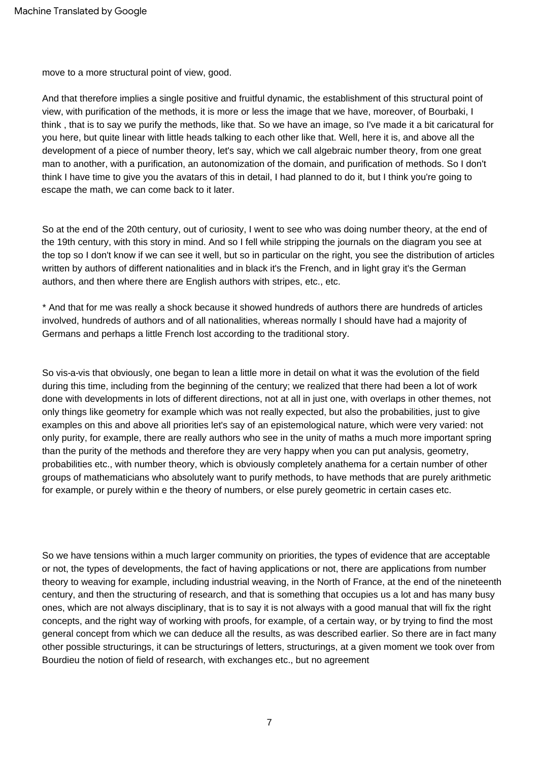move to a more structural point of view, good.

And that therefore implies a single positive and fruitful dynamic, the establishment of this structural point of view, with purification of the methods, it is more or less the image that we have, moreover, of Bourbaki, I think , that is to say we purify the methods, like that. So we have an image, so I've made it a bit caricatural for you here, but quite linear with little heads talking to each other like that. Well, here it is, and above all the development of a piece of number theory, let's say, which we call algebraic number theory, from one great man to another, with a purification, an autonomization of the domain, and purification of methods. So I don't think I have time to give you the avatars of this in detail, I had planned to do it, but I think you're going to escape the math, we can come back to it later.

So at the end of the 20th century, out of curiosity, I went to see who was doing number theory, at the end of the 19th century, with this story in mind. And so I fell while stripping the journals on the diagram you see at the top so I don't know if we can see it well, but so in particular on the right, you see the distribution of articles written by authors of different nationalities and in black it's the French, and in light gray it's the German authors, and then where there are English authors with stripes, etc., etc.

* And that for me was really a shock because it showed hundreds of authors there are hundreds of articles involved, hundreds of authors and of all nationalities, whereas normally I should have had a majority of Germans and perhaps a little French lost according to the traditional story.

So vis-a-vis that obviously, one began to lean a little more in detail on what it was the evolution of the field during this time, including from the beginning of the century; we realized that there had been a lot of work done with developments in lots of different directions, not at all in just one, with overlaps in other themes, not only things like geometry for example which was not really expected, but also the probabilities, just to give examples on this and above all priorities let's say of an epistemological nature, which were very varied: not only purity, for example, there are really authors who see in the unity of maths a much more important spring than the purity of the methods and therefore they are very happy when you can put analysis, geometry, probabilities etc., with number theory, which is obviously completely anathema for a certain number of other groups of mathematicians who absolutely want to purify methods, to have methods that are purely arithmetic for example, or purely within e the theory of numbers, or else purely geometric in certain cases etc.

So we have tensions within a much larger community on priorities, the types of evidence that are acceptable or not, the types of developments, the fact of having applications or not, there are applications from number theory to weaving for example, including industrial weaving, in the North of France, at the end of the nineteenth century, and then the structuring of research, and that is something that occupies us a lot and has many busy ones, which are not always disciplinary, that is to say it is not always with a good manual that will fix the right concepts, and the right way of working with proofs, for example, of a certain way, or by trying to find the most general concept from which we can deduce all the results, as was described earlier. So there are in fact many other possible structurings, it can be structurings of letters, structurings, at a given moment we took over from Bourdieu the notion of field of research, with exchanges etc., but no agreement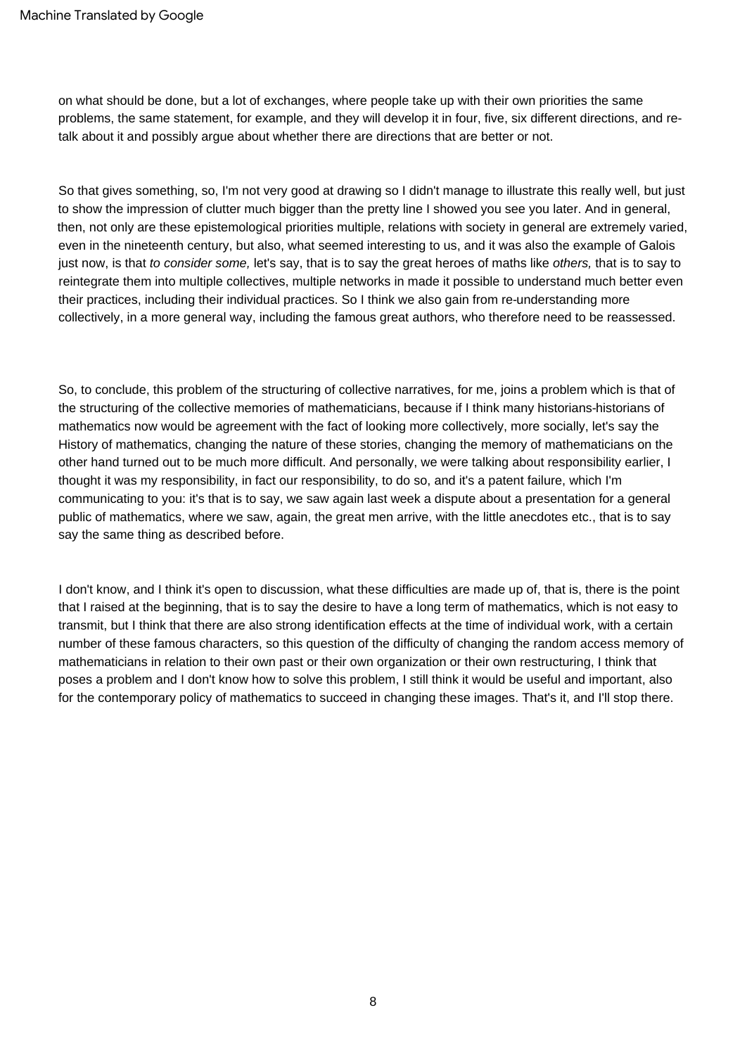on what should be done, but a lot of exchanges, where people take up with their own priorities the same problems, the same statement, for example, and they will develop it in four, five, six different directions, and re-talk about it and possibly argue about whether there are directions that are better or not.

So that gives something, so, I'm not very good at drawing so I didn't manage to illustrate this really well, but just to show the impression of clutter much bigger than the pretty line I showed you see you later. And in general, then, not only are these epistemological priorities multiple, relations with society in general are extremely varied, even in the nineteenth century, but also, what seemed interesting to us, and it was also the example of Galois just now, is that *to consider some,* let's say, that is to say the great heroes of maths like *others,* that is to say to reintegrate them into multiple collectives, multiple networks in made it possible to understand much better even their practices, including their individual practices. So I think we also gain from re-understanding more collectively, in a more general way, including the famous great authors, who therefore need to be reassessed.

So, to conclude, this problem of the structuring of collective narratives, for me, joins a problem which is that of the structuring of the collective memories of mathematicians, because if I think many historians-historians of mathematics now would be agreement with the fact of looking more collectively, more socially, let's say the History of mathematics, changing the nature of these stories, changing the memory of mathematicians on the other hand turned out to be much more difficult. And personally, we were talking about responsibility earlier, I thought it was my responsibility, in fact our responsibility, to do so, and it's a patent failure, which I'm communicating to you: it's that is to say, we saw again last week a dispute about a presentation for a general public of mathematics, where we saw, again, the great men arrive, with the little anecdotes etc., that is to say say the same thing as described before.

I don't know, and I think it's open to discussion, what these difficulties are made up of, that is, there is the point that I raised at the beginning, that is to say the desire to have a long term of mathematics, which is not easy to transmit, but I think that there are also strong identification effects at the time of individual work, with a certain number of these famous characters, so this question of the difficulty of changing the random access memory of mathematicians in relation to their own past or their own organization or their own restructuring, I think that poses a problem and I don't know how to solve this problem, I still think it would be useful and important, also for the contemporary policy of mathematics to succeed in changing these images. That's it, and I'll stop there.